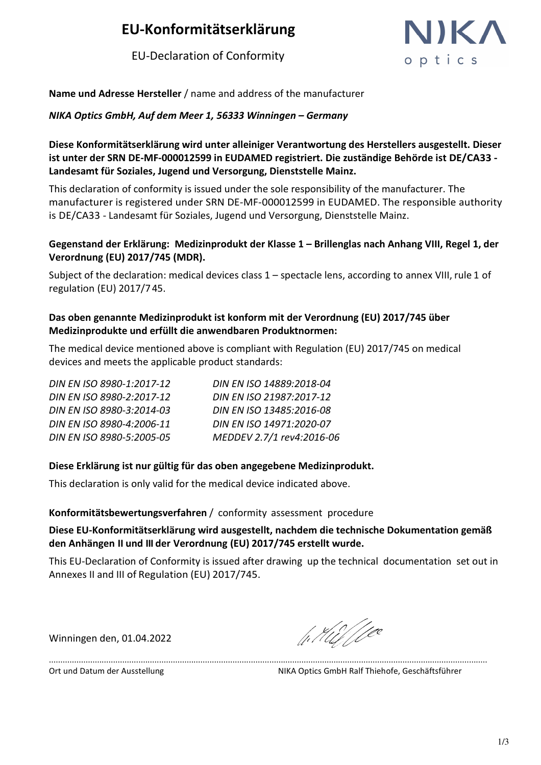# EU-Konformitätserklärung

EU-Declaration of Conformity

NIKA optics

**Name und Adresse Hersteller** / name and address of the manufacturer

***NIKA Optics GmbH, Auf dem Meer 1, 56333 Winningen – Germany***

**Diese Konformitätserklärung wird unter alleiniger Verantwortung des Herstellers ausgestellt. Dieser ist unter der SRN DE-MF-000012599 in EUDAMED registriert. Die zuständige Behörde ist DE/CA33 - Landesamt für Soziales, Jugend und Versorgung, Dienststelle Mainz.**

This declaration of conformity is issued under the sole responsibility of the manufacturer. The manufacturer is registered under SRN DE-MF-000012599 in EUDAMED. The responsible authority is DE/CA33 - Landesamt für Soziales, Jugend und Versorgung, Dienststelle Mainz.

**Gegenstand der Erklärung: Medizinprodukt der Klasse 1 – Brillenglas nach Anhang VIII, Regel 1, der Verordnung (EU) 2017/745 (MDR).**

Subject of the declaration: medical devices class 1 – spectacle lens, according to annex VIII, rule 1 of regulation (EU) 2017/7 45.

**Das oben genannte Medizinprodukt ist konform mit der Verordnung (EU) 2017/745 über Medizinprodukte und erfüllt die anwendbaren Produktnormen:**

The medical device mentioned above is compliant with Regulation (EU) 2017/745 on medical devices and meets the applicable product standards:

*DIN EN ISO 8980-1:2017-12*
*DIN EN ISO 8980-2:2017-12*
*DIN EN ISO 8980-3:2014-03*
*DIN EN ISO 8980-4:2006-11*
*DIN EN ISO 8980-5:2005-05*
*DIN EN ISO 14889:2018-04*
*DIN EN ISO 21987:2017-12*
*DIN EN ISO 13485:2016-08*
*DIN EN ISO 14971:2020-07*
*MEDDEV 2.7/1 rev4:2016-06*

**Diese Erklärung ist nur gültig für das oben angegebene Medizinprodukt.**

This declaration is only valid for the medical device indicated above.

**Konformitätsbewertungsverfahren** / conformity assessment procedure

**Diese EU-Konformitätserklärung wird ausgestellt, nachdem die technische Dokumentation gemäß den Anhängen II und III der Verordnung (EU) 2017/745 erstellt wurde.**

This EU-Declaration of Conformity is issued after drawing up the technical documentation set out in Annexes II and III of Regulation (EU) 2017/745.

Winningen den, 01.04.2022

Ort und Datum der Ausstellung

NIKA Optics GmbH Ralf Thiehofe, Geschäftsführer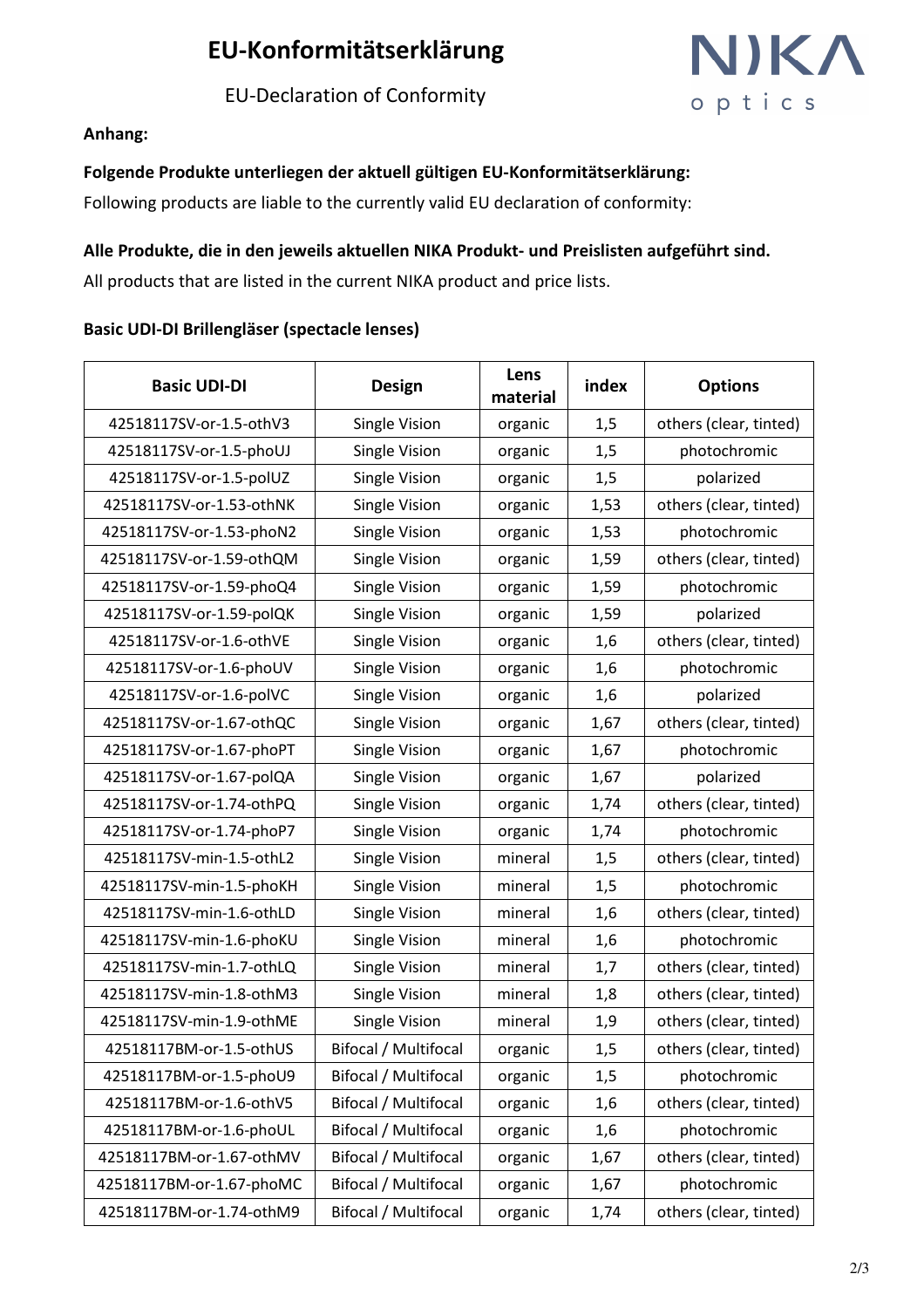# EU-Konformitätserklärung

EU-Declaration of Conformity

**Anhang:**

**Folgende Produkte unterliegen der aktuell gültigen EU-Konformitätserklärung:**

Following products are liable to the currently valid EU declaration of conformity:

**Alle Produkte, die in den jeweils aktuellen NIKA Produkt- und Preislisten aufgeführt sind.**

All products that are listed in the current NIKA product and price lists.

**Basic UDI-DI Brillengläser (spectacle lenses)**

| Basic UDI-DI | Design | Lens material | index | Options |
|---|---|---|---|---|
| 42518117SV-or-1.5-othV3 | Single Vision | organic | 1,5 | others (clear, tinted) |
| 42518117SV-or-1.5-phoUJ | Single Vision | organic | 1,5 | photochromic |
| 42518117SV-or-1.5-polUZ | Single Vision | organic | 1,5 | polarized |
| 42518117SV-or-1.53-othNK | Single Vision | organic | 1,53 | others (clear, tinted) |
| 42518117SV-or-1.53-phoN2 | Single Vision | organic | 1,53 | photochromic |
| 42518117SV-or-1.59-othQM | Single Vision | organic | 1,59 | others (clear, tinted) |
| 42518117SV-or-1.59-phoQ4 | Single Vision | organic | 1,59 | photochromic |
| 42518117SV-or-1.59-polQK | Single Vision | organic | 1,59 | polarized |
| 42518117SV-or-1.6-othVE | Single Vision | organic | 1,6 | others (clear, tinted) |
| 42518117SV-or-1.6-phoUV | Single Vision | organic | 1,6 | photochromic |
| 42518117SV-or-1.6-polVC | Single Vision | organic | 1,6 | polarized |
| 42518117SV-or-1.67-othQC | Single Vision | organic | 1,67 | others (clear, tinted) |
| 42518117SV-or-1.67-phoPT | Single Vision | organic | 1,67 | photochromic |
| 42518117SV-or-1.67-polQA | Single Vision | organic | 1,67 | polarized |
| 42518117SV-or-1.74-othPQ | Single Vision | organic | 1,74 | others (clear, tinted) |
| 42518117SV-or-1.74-phoP7 | Single Vision | organic | 1,74 | photochromic |
| 42518117SV-min-1.5-othL2 | Single Vision | mineral | 1,5 | others (clear, tinted) |
| 42518117SV-min-1.5-phoKH | Single Vision | mineral | 1,5 | photochromic |
| 42518117SV-min-1.6-othLD | Single Vision | mineral | 1,6 | others (clear, tinted) |
| 42518117SV-min-1.6-phoKU | Single Vision | mineral | 1,6 | photochromic |
| 42518117SV-min-1.7-othLQ | Single Vision | mineral | 1,7 | others (clear, tinted) |
| 42518117SV-min-1.8-othM3 | Single Vision | mineral | 1,8 | others (clear, tinted) |
| 42518117SV-min-1.9-othME | Single Vision | mineral | 1,9 | others (clear, tinted) |
| 42518117BM-or-1.5-othUS | Bifocal / Multifocal | organic | 1,5 | others (clear, tinted) |
| 42518117BM-or-1.5-phoU9 | Bifocal / Multifocal | organic | 1,5 | photochromic |
| 42518117BM-or-1.6-othV5 | Bifocal / Multifocal | organic | 1,6 | others (clear, tinted) |
| 42518117BM-or-1.6-phoUL | Bifocal / Multifocal | organic | 1,6 | photochromic |
| 42518117BM-or-1.67-othMV | Bifocal / Multifocal | organic | 1,67 | others (clear, tinted) |
| 42518117BM-or-1.67-phoMC | Bifocal / Multifocal | organic | 1,67 | photochromic |
| 42518117BM-or-1.74-othM9 | Bifocal / Multifocal | organic | 1,74 | others (clear, tinted) |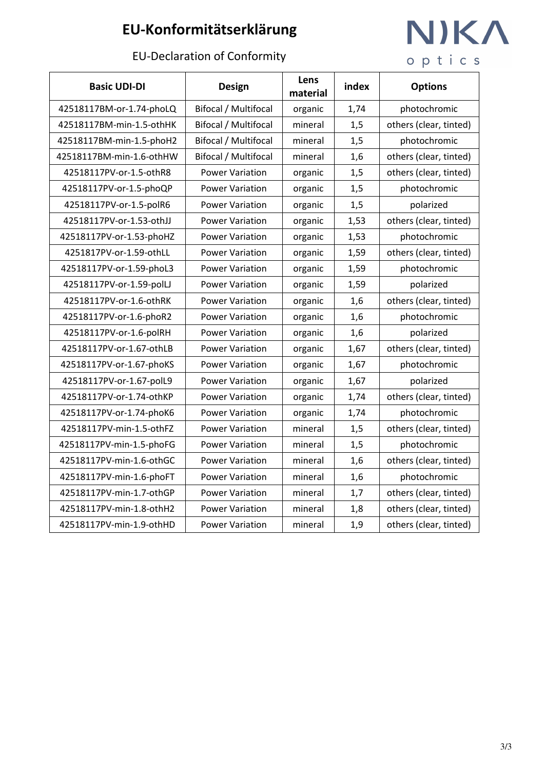# EU-Konformitätserklärung

## EU-Declaration of Conformity

NIKA optics

| Basic UDI-DI | Design | Lens material | index | Options |
|---|---|---|---|---|
| 42518117BM-or-1.74-phoLQ | Bifocal / Multifocal | organic | 1,74 | photochromic |
| 42518117BM-min-1.5-othHK | Bifocal / Multifocal | mineral | 1,5 | others (clear, tinted) |
| 42518117BM-min-1.5-phoH2 | Bifocal / Multifocal | mineral | 1,5 | photochromic |
| 42518117BM-min-1.6-othHW | Bifocal / Multifocal | mineral | 1,6 | others (clear, tinted) |
| 42518117PV-or-1.5-othR8 | Power Variation | organic | 1,5 | others (clear, tinted) |
| 42518117PV-or-1.5-phoQP | Power Variation | organic | 1,5 | photochromic |
| 42518117PV-or-1.5-polR6 | Power Variation | organic | 1,5 | polarized |
| 42518117PV-or-1.53-othJJ | Power Variation | organic | 1,53 | others (clear, tinted) |
| 42518117PV-or-1.53-phoHZ | Power Variation | organic | 1,53 | photochromic |
| 4251817PV-or-1.59-othLL | Power Variation | organic | 1,59 | others (clear, tinted) |
| 42518117PV-or-1.59-phoL3 | Power Variation | organic | 1,59 | photochromic |
| 42518117PV-or-1.59-polLJ | Power Variation | organic | 1,59 | polarized |
| 42518117PV-or-1.6-othRK | Power Variation | organic | 1,6 | others (clear, tinted) |
| 42518117PV-or-1.6-phoR2 | Power Variation | organic | 1,6 | photochromic |
| 42518117PV-or-1.6-polRH | Power Variation | organic | 1,6 | polarized |
| 42518117PV-or-1.67-othLB | Power Variation | organic | 1,67 | others (clear, tinted) |
| 42518117PV-or-1.67-phoKS | Power Variation | organic | 1,67 | photochromic |
| 42518117PV-or-1.67-polL9 | Power Variation | organic | 1,67 | polarized |
| 42518117PV-or-1.74-othKP | Power Variation | organic | 1,74 | others (clear, tinted) |
| 42518117PV-or-1.74-phoK6 | Power Variation | organic | 1,74 | photochromic |
| 42518117PV-min-1.5-othFZ | Power Variation | mineral | 1,5 | others (clear, tinted) |
| 42518117PV-min-1.5-phoFG | Power Variation | mineral | 1,5 | photochromic |
| 42518117PV-min-1.6-othGC | Power Variation | mineral | 1,6 | others (clear, tinted) |
| 42518117PV-min-1.6-phoFT | Power Variation | mineral | 1,6 | photochromic |
| 42518117PV-min-1.7-othGP | Power Variation | mineral | 1,7 | others (clear, tinted) |
| 42518117PV-min-1.8-othH2 | Power Variation | mineral | 1,8 | others (clear, tinted) |
| 42518117PV-min-1.9-othHD | Power Variation | mineral | 1,9 | others (clear, tinted) |